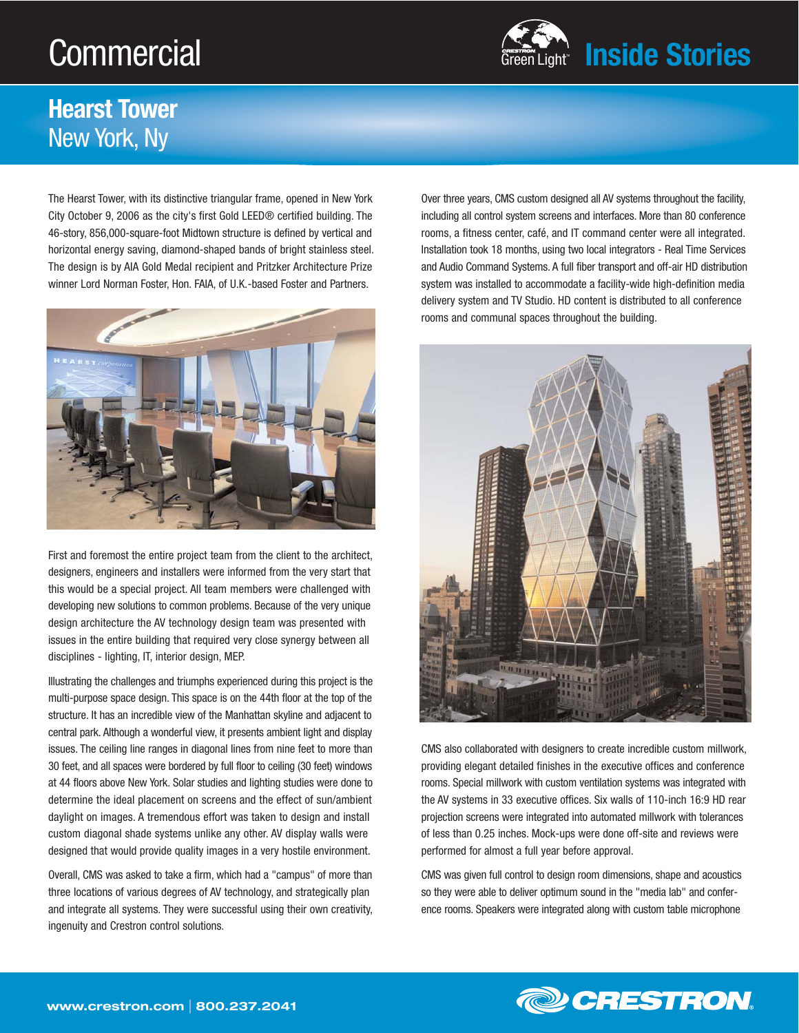# Commercial

Crestron Green Light™ **Inside Stories**

## Hearst Tower
New York, Ny

The Hearst Tower, with its distinctive triangular frame, opened in New York City October 9, 2006 as the city's first Gold LEED® certified building. The 46-story, 856,000-square-foot Midtown structure is defined by vertical and horizontal energy saving, diamond-shaped bands of bright stainless steel. The design is by AIA Gold Medal recipient and Pritzker Architecture Prize winner Lord Norman Foster, Hon. FAIA, of U.K.-based Foster and Partners.

First and foremost the entire project team from the client to the architect, designers, engineers and installers were informed from the very start that this would be a special project. All team members were challenged with developing new solutions to common problems. Because of the very unique design architecture the AV technology design team was presented with issues in the entire building that required very close synergy between all disciplines - lighting, IT, interior design, MEP.

Illustrating the challenges and triumphs experienced during this project is the multi-purpose space design. This space is on the 44th floor at the top of the structure. It has an incredible view of the Manhattan skyline and adjacent to central park. Although a wonderful view, it presents ambient light and display issues. The ceiling line ranges in diagonal lines from nine feet to more than 30 feet, and all spaces were bordered by full floor to ceiling (30 feet) windows at 44 floors above New York. Solar studies and lighting studies were done to determine the ideal placement on screens and the effect of sun/ambient daylight on images. A tremendous effort was taken to design and install custom diagonal shade systems unlike any other. AV display walls were designed that would provide quality images in a very hostile environment.

Overall, CMS was asked to take a firm, which had a "campus" of more than three locations of various degrees of AV technology, and strategically plan and integrate all systems. They were successful using their own creativity, ingenuity and Crestron control solutions.

Over three years, CMS custom designed all AV systems throughout the facility, including all control system screens and interfaces. More than 80 conference rooms, a fitness center, café, and IT command center were all integrated. Installation took 18 months, using two local integrators - Real Time Services and Audio Command Systems. A full fiber transport and off-air HD distribution system was installed to accommodate a facility-wide high-definition media delivery system and TV Studio. HD content is distributed to all conference rooms and communal spaces throughout the building.

CMS also collaborated with designers to create incredible custom millwork, providing elegant detailed finishes in the executive offices and conference rooms. Special millwork with custom ventilation systems was integrated with the AV systems in 33 executive offices. Six walls of 110-inch 16:9 HD rear projection screens were integrated into automated millwork with tolerances of less than 0.25 inches. Mock-ups were done off-site and reviews were performed for almost a full year before approval.

CMS was given full control to design room dimensions, shape and acoustics so they were able to deliver optimum sound in the "media lab" and conference rooms. Speakers were integrated along with custom table microphone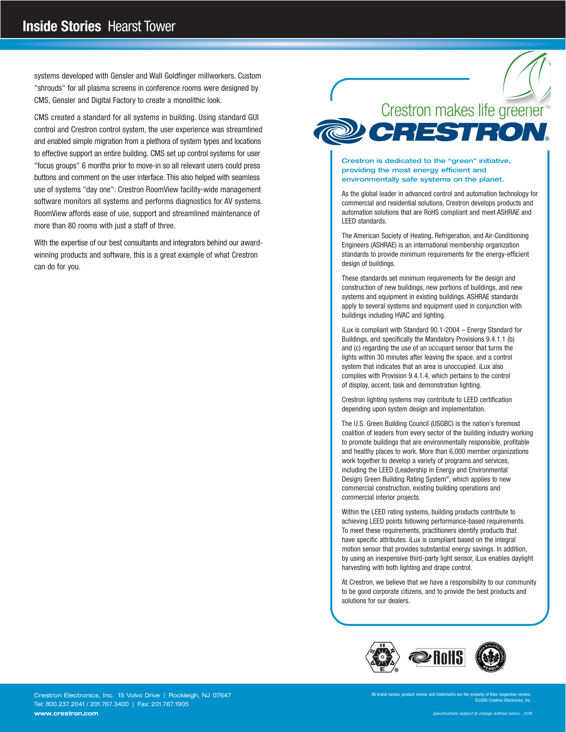systems developed with Gensler and Wall Goldfinger millworkers. Custom "shrouds" for all plasma screens in conference rooms were designed by CMS, Gensler and Digital Factory to create a monolithic look.

CMS created a standard for all systems in building. Using standard GUI control and Crestron control system, the user experience was streamlined and enabled simple migration from a plethora of system types and locations to effective support an entire building. CMS set up control systems for user "focus groups" 6 months prior to move-in so all relevant users could press buttons and comment on the user interface. This also helped with seamless use of systems "day one". Crestron RoomView facility-wide management software monitors all systems and performs diagnostics for AV systems. RoomView affords ease of use, support and streamlined maintenance of more than 80 rooms with just a staff of three.

With the expertise of our best consultants and integrators behind our award-winning products and software, this is a great example of what Crestron can do for you.

Crestron makes life greener™

CRESTRON®

**Crestron is dedicated to the "green" initiative, providing the most energy efficient and environmentally safe systems on the planet.**

As the global leader in advanced control and automation technology for commercial and residential solutions, Crestron develops products and automation solutions that are RoHS compliant and meet ASHRAE and LEED standards.

The American Society of Heating, Refrigeration, and Air-Conditioning Engineers (ASHRAE) is an international membership organization standards to provide minimum requirements for the energy-efficient design of buildings.

These standards set minimum requirements for the design and construction of new buildings, new portions of buildings, and new systems and equipment in existing buildings. ASHRAE standards apply to several systems and equipment used in conjunction with buildings including HVAC and lighting.

iLux is compliant with Standard 90.1-2004 – Energy Standard for Buildings, and specifically the Mandatory Provisions 9.4.1.1 (b) and (c) regarding the use of an occupant sensor that turns the lights within 30 minutes after leaving the space, and a control system that indicates that an area is unoccupied. iLux also complies with Provision 9.4.1.4, which pertains to the control of display, accent, task and demonstration lighting.

Crestron lighting systems may contribute to LEED certification depending upon system design and implementation.

The U.S. Green Building Council (USGBC) is the nation's foremost coalition of leaders from every sector of the building industry working to promote buildings that are environmentally responsible, profitable and healthy places to work. More than 6,000 member organizations work together to develop a variety of programs and services, including the LEED (Leadership in Energy and Environmental Design) Green Building Rating System®, which applies to new commercial construction, existing building operations and commercial interior projects.

Within the LEED rating systems, building products contribute to achieving LEED points following performance-based requirements. To meet these requirements, practitioners identify products that have specific attributes. iLux is compliant based on the integral motion sensor that provides substantial energy savings. In addition, by using an inexpensive third-party light sensor, iLux enables daylight harvesting with both lighting and drape control.

At Crestron, we believe that we have a responsibility to our community to be good corporate citizens, and to provide the best products and solutions for our dealers.

Crestron Electronics, Inc. 15 Volvo Drive | Rockleigh, NJ 07647
Tel: 800.237.2041 / 201.767.3400 | Fax: 201.767.1905
**www.crestron.com**

All brand names, product names and trademarks are the property of their respective owners.
©2008 Crestron Electronics, Inc.

*Specifications subject to change without notice. 2/08*